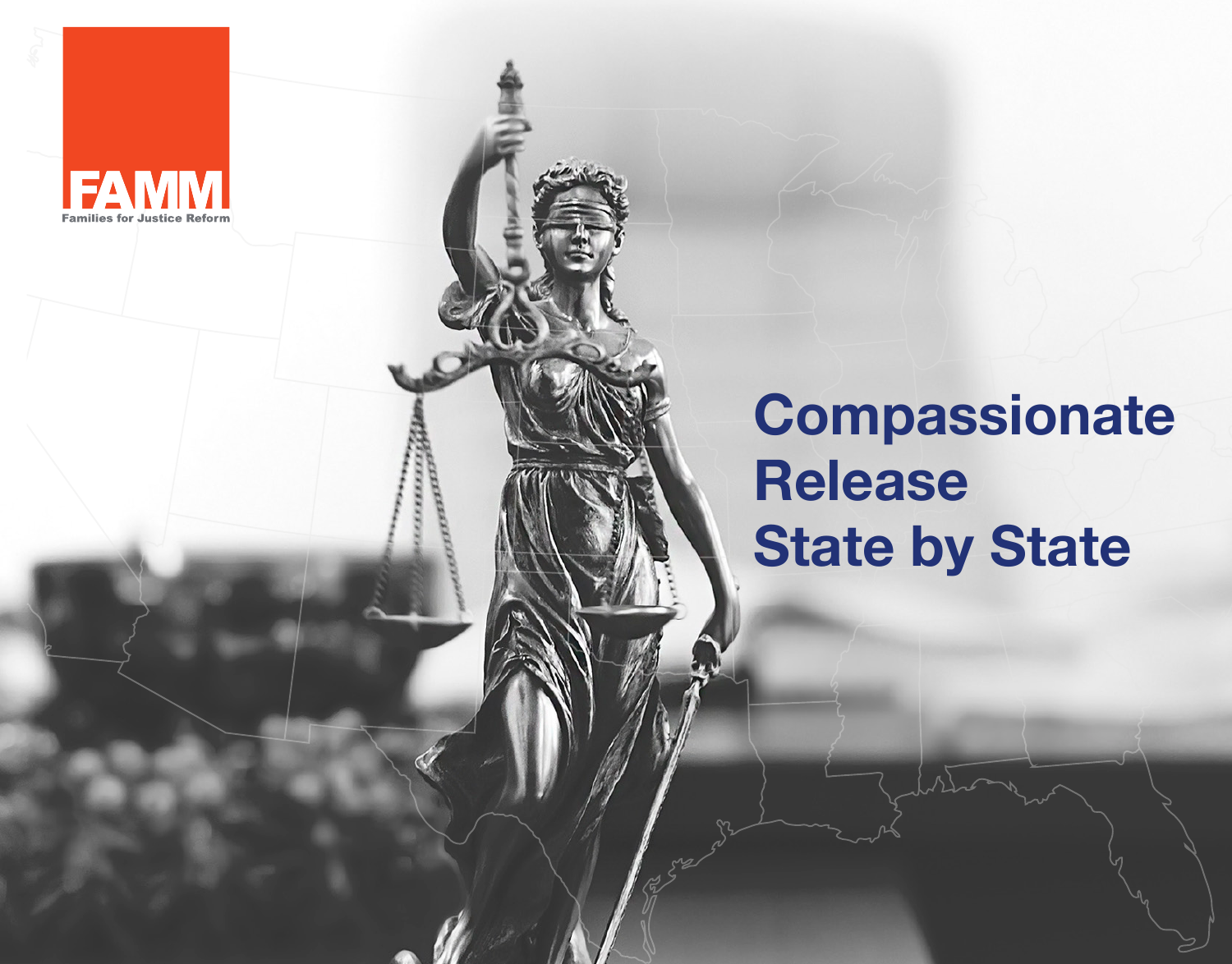FAMM

Families for Justice Reform

# Compassionate Release State by State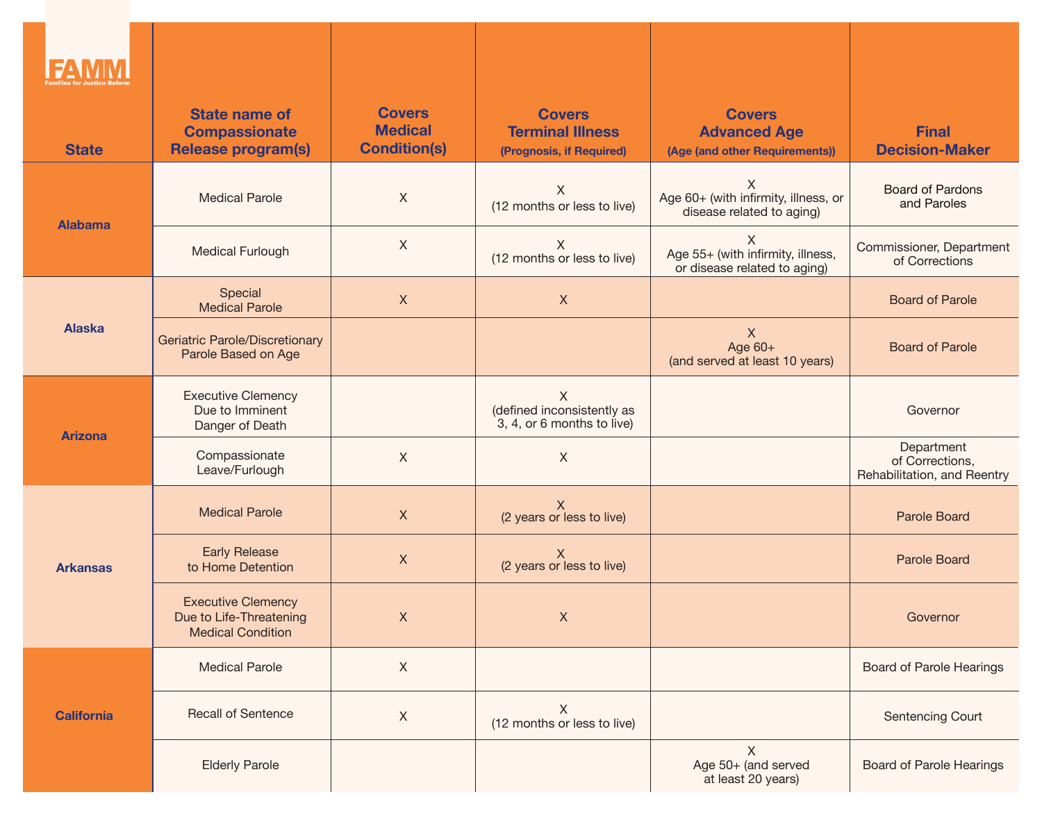| State | State name of Compassionate Release program(s) | Covers Medical Condition(s) | Covers Terminal Illness (Prognosis, if Required) | Covers Advanced Age (Age (and other Requirements)) | Final Decision-Maker |
|---|---|---|---|---|---|
| Alabama | Medical Parole | X | X (12 months or less to live) | X Age 60+ (with infirmity, illness, or disease related to aging) | Board of Pardons and Paroles |
| | Medical Furlough | X | X (12 months or less to live) | X Age 55+ (with infirmity, illness, or disease related to aging) | Commissioner, Department of Corrections |
| Alaska | Special Medical Parole | X | X | | Board of Parole |
| | Geriatric Parole/Discretionary Parole Based on Age | | | X Age 60+ (and served at least 10 years) | Board of Parole |
| Arizona | Executive Clemency Due to Imminent Danger of Death | | X (defined inconsistently as 3, 4, or 6 months to live) | | Governor |
| | Compassionate Leave/Furlough | X | X | | Department of Corrections, Rehabilitation, and Reentry |
| Arkansas | Medical Parole | X | X (2 years or less to live) | | Parole Board |
| | Early Release to Home Detention | X | X (2 years or less to live) | | Parole Board |
| | Executive Clemency Due to Life-Threatening Medical Condition | X | X | | Governor |
| California | Medical Parole | X | | | Board of Parole Hearings |
| | Recall of Sentence | X | X (12 months or less to live) | | Sentencing Court |
| | Elderly Parole | | | X Age 50+ (and served at least 20 years) | Board of Parole Hearings |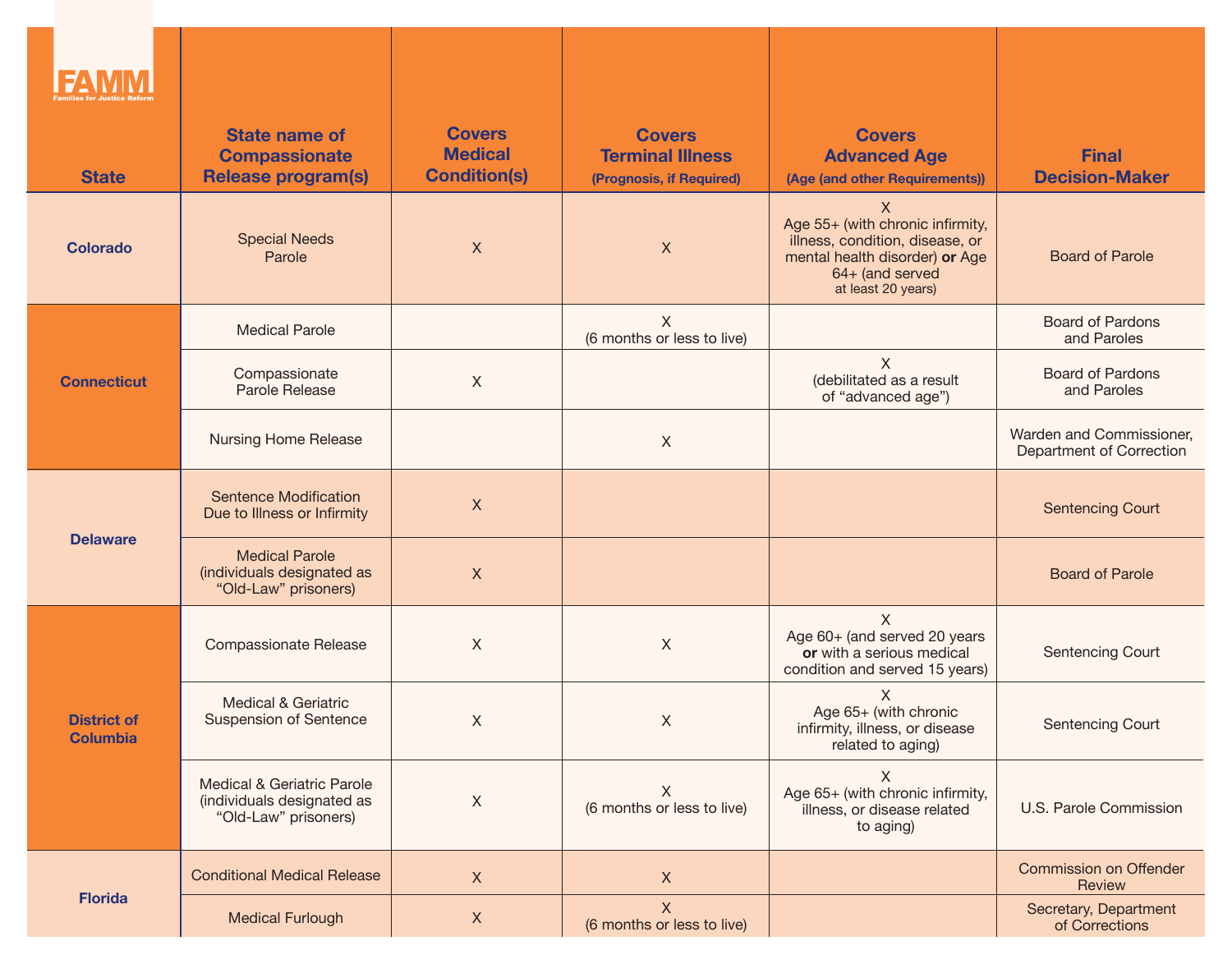| State | State name of Compassionate Release program(s) | Covers Medical Condition(s) | Covers Terminal Illness (Prognosis, if Required) | Covers Advanced Age (Age (and other Requirements)) | Final Decision-Maker |
|---|---|---|---|---|---|
| Colorado | Special Needs Parole | X | X | X Age 55+ (with chronic infirmity, illness, condition, disease, or mental health disorder) **or** Age 64+ (and served at least 20 years) | Board of Parole |
| Connecticut | Medical Parole | | X (6 months or less to live) | | Board of Pardons and Paroles |
| | Compassionate Parole Release | X | | X (debilitated as a result of "advanced age") | Board of Pardons and Paroles |
| | Nursing Home Release | | X | | Warden and Commissioner, Department of Correction |
| Delaware | Sentence Modification Due to Illness or Infirmity | X | | | Sentencing Court |
| | Medical Parole (individuals designated as "Old-Law" prisoners) | X | | | Board of Parole |
| District of Columbia | Compassionate Release | X | X | X Age 60+ (and served 20 years **or** with a serious medical condition and served 15 years) | Sentencing Court |
| | Medical & Geriatric Suspension of Sentence | X | X | X Age 65+ (with chronic infirmity, illness, or disease related to aging) | Sentencing Court |
| | Medical & Geriatric Parole (individuals designated as "Old-Law" prisoners) | X | X (6 months or less to live) | X Age 65+ (with chronic infirmity, illness, or disease related to aging) | U.S. Parole Commission |
| Florida | Conditional Medical Release | X | X | | Commission on Offender Review |
| | Medical Furlough | X | X (6 months or less to live) | | Secretary, Department of Corrections |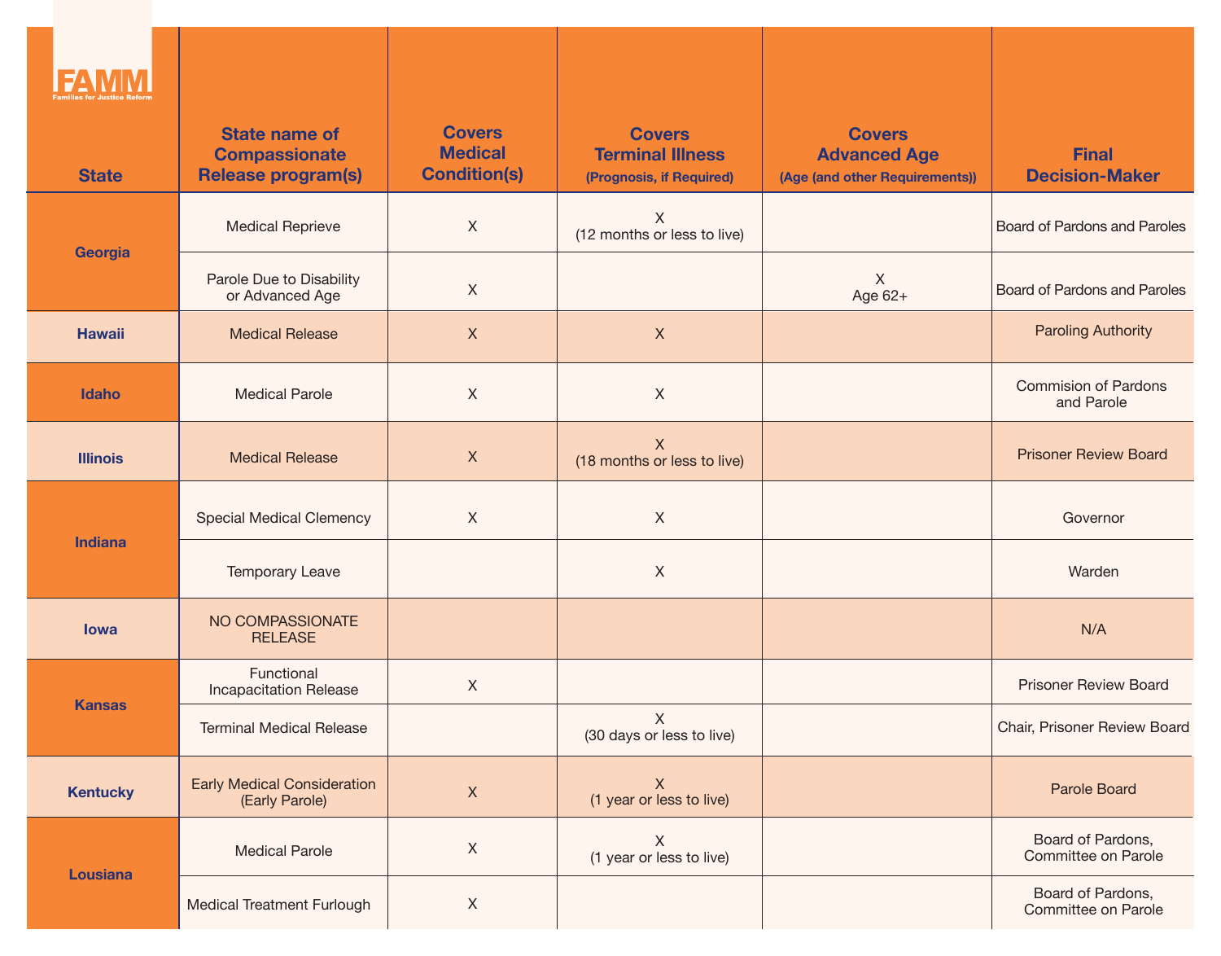| State | State name of Compassionate Release program(s) | Covers Medical Condition(s) | Covers Terminal Illness (Prognosis, if Required) | Covers Advanced Age (Age (and other Requirements)) | Final Decision-Maker |
|---|---|---|---|---|---|
| Georgia | Medical Reprieve | X | X (12 months or less to live) | | Board of Pardons and Paroles |
| | Parole Due to Disability or Advanced Age | X | | X Age 62+ | Board of Pardons and Paroles |
| Hawaii | Medical Release | X | X | | Paroling Authority |
| Idaho | Medical Parole | X | X | | Commision of Pardons and Parole |
| Illinois | Medical Release | X | X (18 months or less to live) | | Prisoner Review Board |
| Indiana | Special Medical Clemency | X | X | | Governor |
| | Temporary Leave | | X | | Warden |
| Iowa | NO COMPASSIONATE RELEASE | | | | N/A |
| Kansas | Functional Incapacitation Release | X | | | Prisoner Review Board |
| | Terminal Medical Release | | X (30 days or less to live) | | Chair, Prisoner Review Board |
| Kentucky | Early Medical Consideration (Early Parole) | X | X (1 year or less to live) | | Parole Board |
| Lousiana | Medical Parole | X | X (1 year or less to live) | | Board of Pardons, Committee on Parole |
| | Medical Treatment Furlough | X | | | Board of Pardons, Committee on Parole |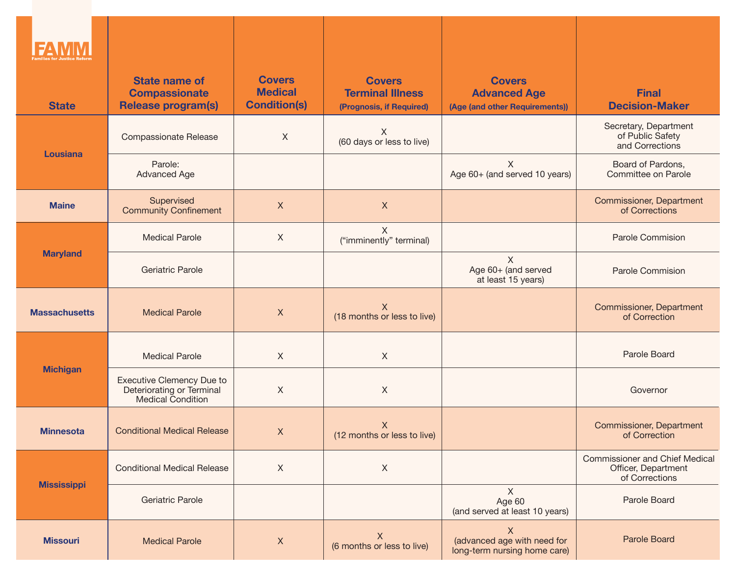| State | State name of Compassionate Release program(s) | Covers Medical Condition(s) | Covers Terminal Illness (Prognosis, if Required) | Covers Advanced Age (Age (and other Requirements)) | Final Decision-Maker |
|---|---|---|---|---|---|
| Lousiana | Compassionate Release | X | X (60 days or less to live) | | Secretary, Department of Public Safety and Corrections |
| | Parole: Advanced Age | | | X Age 60+ (and served 10 years) | Board of Pardons, Committee on Parole |
| Maine | Supervised Community Confinement | X | X | | Commissioner, Department of Corrections |
| Maryland | Medical Parole | X | X ("imminently" terminal) | | Parole Commision |
| | Geriatric Parole | | | X Age 60+ (and served at least 15 years) | Parole Commision |
| Massachusetts | Medical Parole | X | X (18 months or less to live) | | Commissioner, Department of Correction |
| Michigan | Medical Parole | X | X | | Parole Board |
| | Executive Clemency Due to Deteriorating or Terminal Medical Condition | X | X | | Governor |
| Minnesota | Conditional Medical Release | X | X (12 months or less to live) | | Commissioner, Department of Correction |
| Mississippi | Conditional Medical Release | X | X | | Commissioner and Chief Medical Officer, Department of Corrections |
| | Geriatric Parole | | | X Age 60 (and served at least 10 years) | Parole Board |
| Missouri | Medical Parole | X | X (6 months or less to live) | X (advanced age with need for long-term nursing home care) | Parole Board |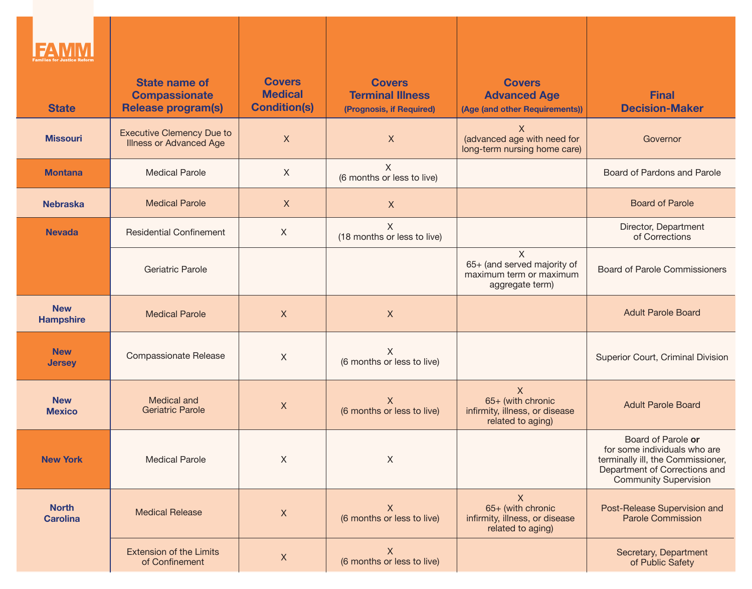| State | State name of Compassionate Release program(s) | Covers Medical Condition(s) | Covers Terminal Illness (Prognosis, if Required) | Covers Advanced Age (Age (and other Requirements)) | Final Decision-Maker |
|---|---|---|---|---|---|
| Missouri | Executive Clemency Due to Illness or Advanced Age | X | X | X (advanced age with need for long-term nursing home care) | Governor |
| Montana | Medical Parole | X | X (6 months or less to live) | | Board of Pardons and Parole |
| Nebraska | Medical Parole | X | X | | Board of Parole |
| Nevada | Residential Confinement | X | X (18 months or less to live) | | Director, Department of Corrections |
| | Geriatric Parole | | | X 65+ (and served majority of maximum term or maximum aggregate term) | Board of Parole Commissioners |
| New Hampshire | Medical Parole | X | X | | Adult Parole Board |
| New Jersey | Compassionate Release | X | X (6 months or less to live) | | Superior Court, Criminal Division |
| New Mexico | Medical and Geriatric Parole | X | X (6 months or less to live) | X 65+ (with chronic infirmity, illness, or disease related to aging) | Adult Parole Board |
| New York | Medical Parole | X | X | | Board of Parole **or** for some individuals who are terminally ill, the Commissioner, Department of Corrections and Community Supervision |
| North Carolina | Medical Release | X | X (6 months or less to live) | X 65+ (with chronic infirmity, illness, or disease related to aging) | Post-Release Supervision and Parole Commission |
| | Extension of the Limits of Confinement | X | X (6 months or less to live) | | Secretary, Department of Public Safety |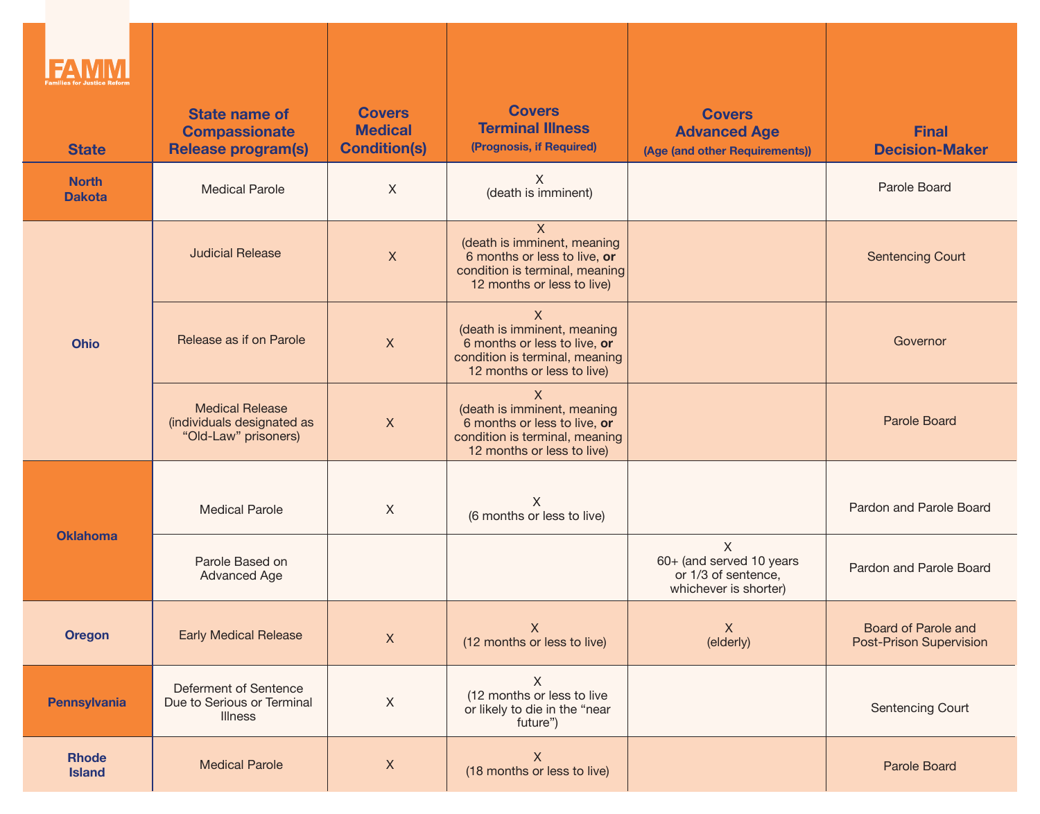| State | State name of Compassionate Release program(s) | Covers Medical Condition(s) | Covers Terminal Illness (Prognosis, if Required) | Covers Advanced Age (Age (and other Requirements)) | Final Decision-Maker |
|---|---|---|---|---|---|
| North Dakota | Medical Parole | X | X (death is imminent) | | Parole Board |
| Ohio | Judicial Release | X | X (death is imminent, meaning 6 months or less to live, **or** condition is terminal, meaning 12 months or less to live) | | Sentencing Court |
| | Release as if on Parole | X | X (death is imminent, meaning 6 months or less to live, **or** condition is terminal, meaning 12 months or less to live) | | Governor |
| | Medical Release (individuals designated as "Old-Law" prisoners) | X | X (death is imminent, meaning 6 months or less to live, **or** condition is terminal, meaning 12 months or less to live) | | Parole Board |
| Oklahoma | Medical Parole | X | X (6 months or less to live) | | Pardon and Parole Board |
| | Parole Based on Advanced Age | | | X 60+ (and served 10 years or 1/3 of sentence, whichever is shorter) | Pardon and Parole Board |
| Oregon | Early Medical Release | X | X (12 months or less to live) | X (elderly) | Board of Parole and Post-Prison Supervision |
| Pennsylvania | Deferment of Sentence Due to Serious or Terminal Illness | X | X (12 months or less to live or likely to die in the "near future") | | Sentencing Court |
| Rhode Island | Medical Parole | X | X (18 months or less to live) | | Parole Board |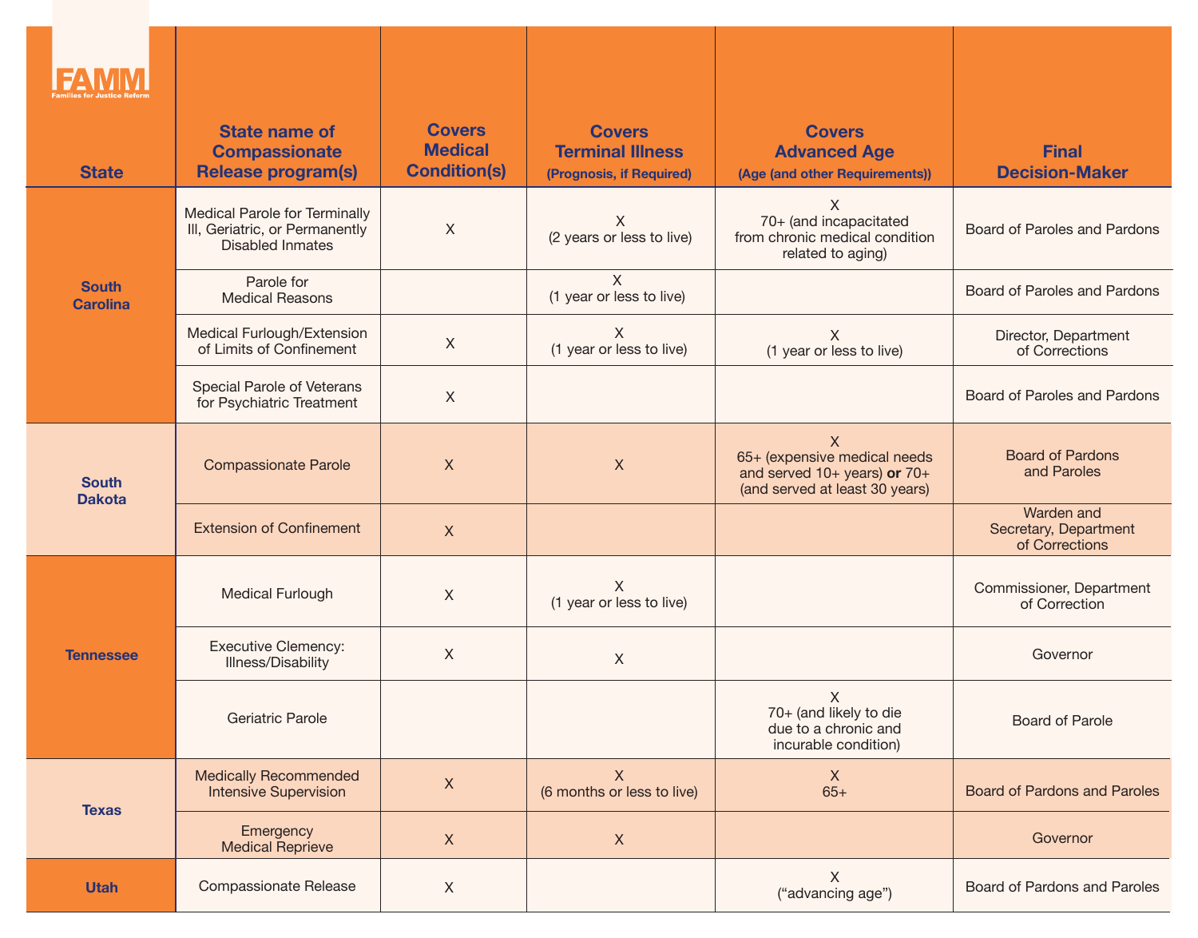| State | State name of Compassionate Release program(s) | Covers Medical Condition(s) | Covers Terminal Illness (Prognosis, if Required) | Covers Advanced Age (Age (and other Requirements)) | Final Decision-Maker |
|---|---|---|---|---|---|
| South Carolina | Medical Parole for Terminally Ill, Geriatric, or Permanently Disabled Inmates | X | X (2 years or less to live) | X 70+ (and incapacitated from chronic medical condition related to aging) | Board of Paroles and Pardons |
| | Parole for Medical Reasons | | X (1 year or less to live) | | Board of Paroles and Pardons |
| | Medical Furlough/Extension of Limits of Confinement | X | X (1 year or less to live) | X (1 year or less to live) | Director, Department of Corrections |
| | Special Parole of Veterans for Psychiatric Treatment | X | | | Board of Paroles and Pardons |
| South Dakota | Compassionate Parole | X | X | X 65+ (expensive medical needs and served 10+ years) **or** 70+ (and served at least 30 years) | Board of Pardons and Paroles |
| | Extension of Confinement | X | | | Warden and Secretary, Department of Corrections |
| Tennessee | Medical Furlough | X | X (1 year or less to live) | | Commissioner, Department of Correction |
| | Executive Clemency: Illness/Disability | X | X | | Governor |
| | Geriatric Parole | | | X 70+ (and likely to die due to a chronic and incurable condition) | Board of Parole |
| Texas | Medically Recommended Intensive Supervision | X | X (6 months or less to live) | X 65+ | Board of Pardons and Paroles |
| | Emergency Medical Reprieve | X | X | | Governor |
| Utah | Compassionate Release | X | | X ("advancing age") | Board of Pardons and Paroles |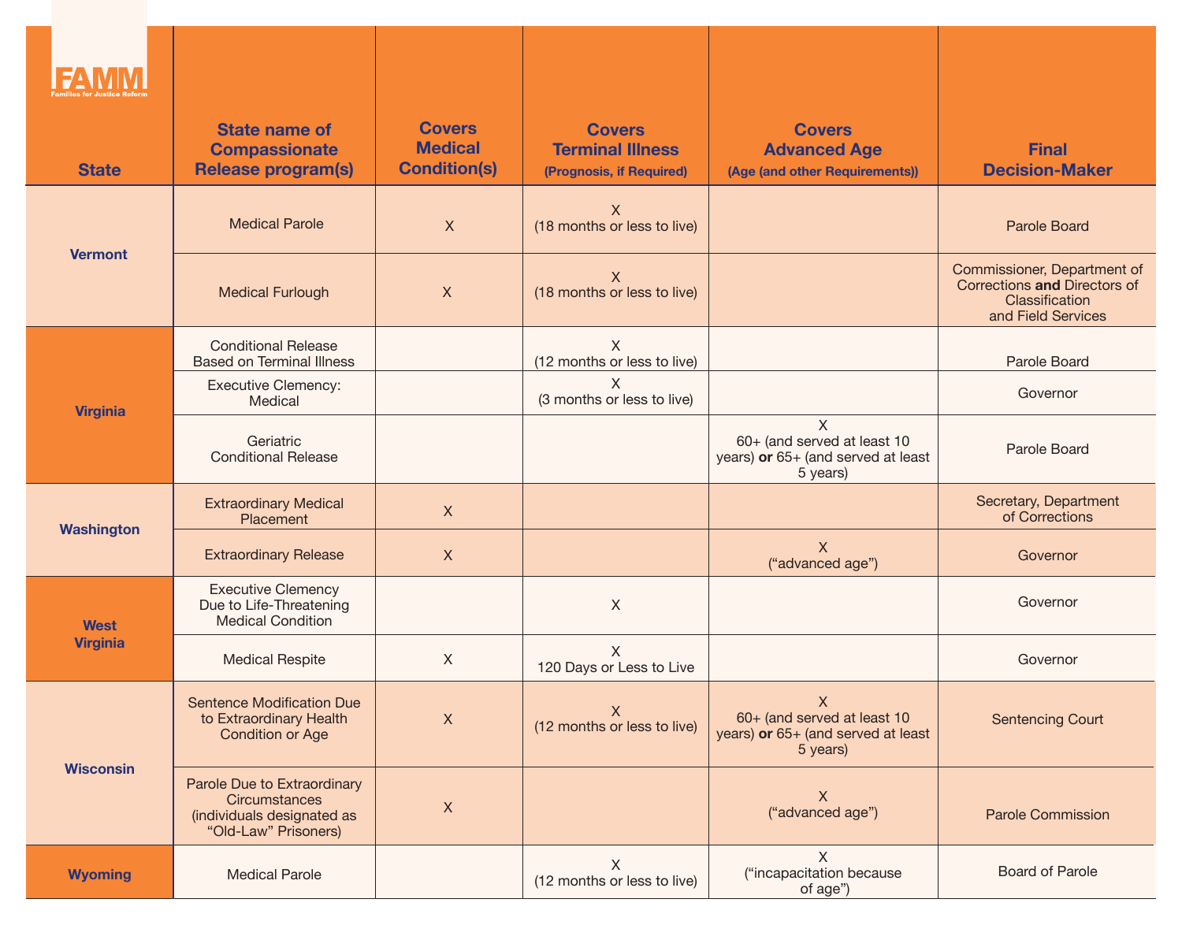| State | State name of Compassionate Release program(s) | Covers Medical Condition(s) | Covers Terminal Illness (Prognosis, if Required) | Covers Advanced Age (Age (and other Requirements)) | Final Decision-Maker |
|---|---|---|---|---|---|
| Vermont | Medical Parole | X | X (18 months or less to live) | | Parole Board |
| | Medical Furlough | X | X (18 months or less to live) | | Commissioner, Department of Corrections **and** Directors of Classification and Field Services |
| Virginia | Conditional Release Based on Terminal Illness | | X (12 months or less to live) | | Parole Board |
| | Executive Clemency: Medical | | X (3 months or less to live) | | Governor |
| | Geriatric Conditional Release | | | X 60+ (and served at least 10 years) **or** 65+ (and served at least 5 years) | Parole Board |
| Washington | Extraordinary Medical Placement | X | | | Secretary, Department of Corrections |
| | Extraordinary Release | X | | X ("advanced age") | Governor |
| West Virginia | Executive Clemency Due to Life-Threatening Medical Condition | | X | | Governor |
| | Medical Respite | X | X 120 Days or Less to Live | | Governor |
| Wisconsin | Sentence Modification Due to Extraordinary Health Condition or Age | X | X (12 months or less to live) | X 60+ (and served at least 10 years) **or** 65+ (and served at least 5 years) | Sentencing Court |
| | Parole Due to Extraordinary Circumstances (individuals designated as "Old-Law" Prisoners) | X | | X ("advanced age") | Parole Commission |
| Wyoming | Medical Parole | | X (12 months or less to live) | X ("incapacitation because of age") | Board of Parole |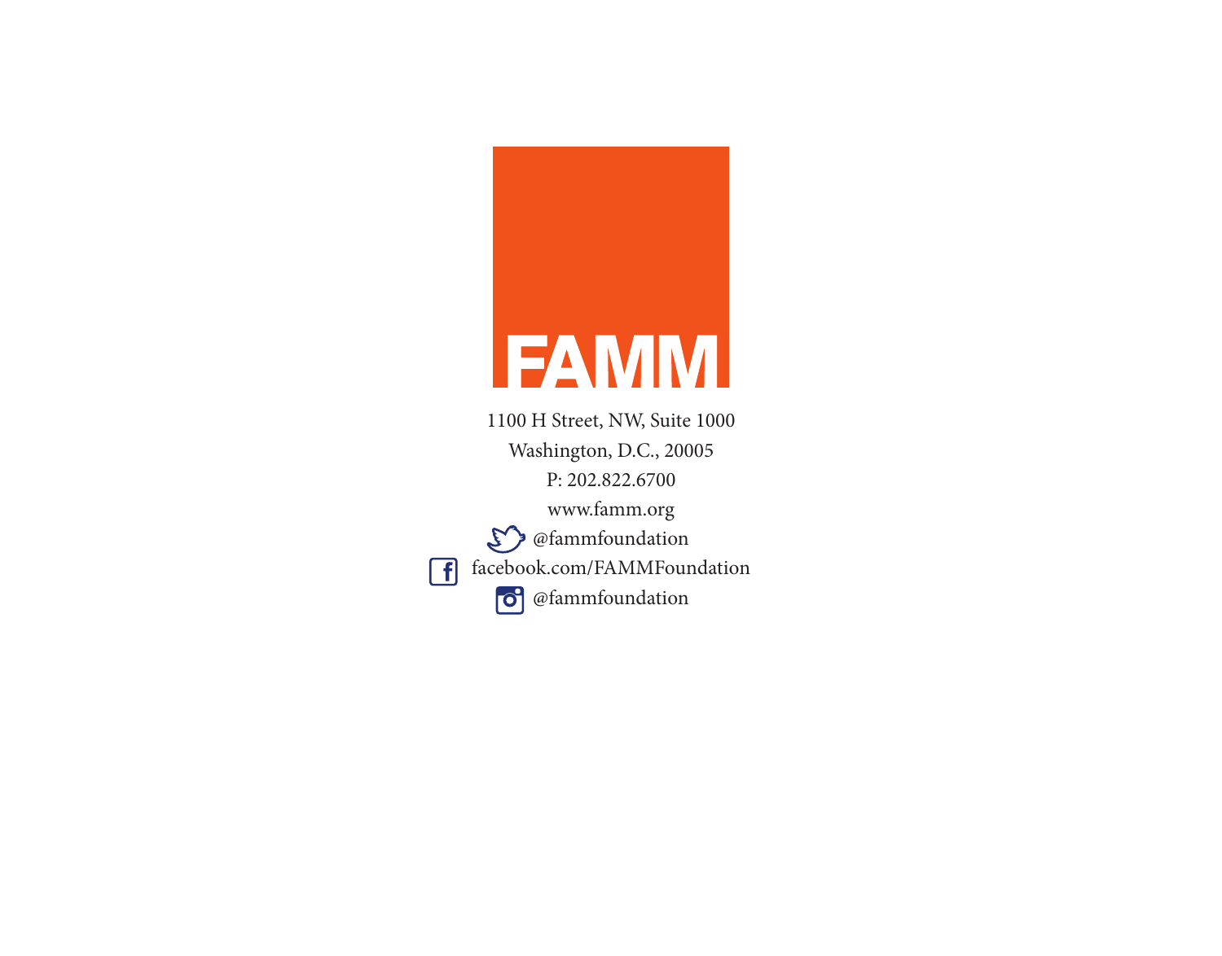FAMM

1100 H Street, NW, Suite 1000
Washington, D.C., 20005
P: 202.822.6700
www.famm.org
@fammfoundation
facebook.com/FAMMFoundation
@fammfoundation